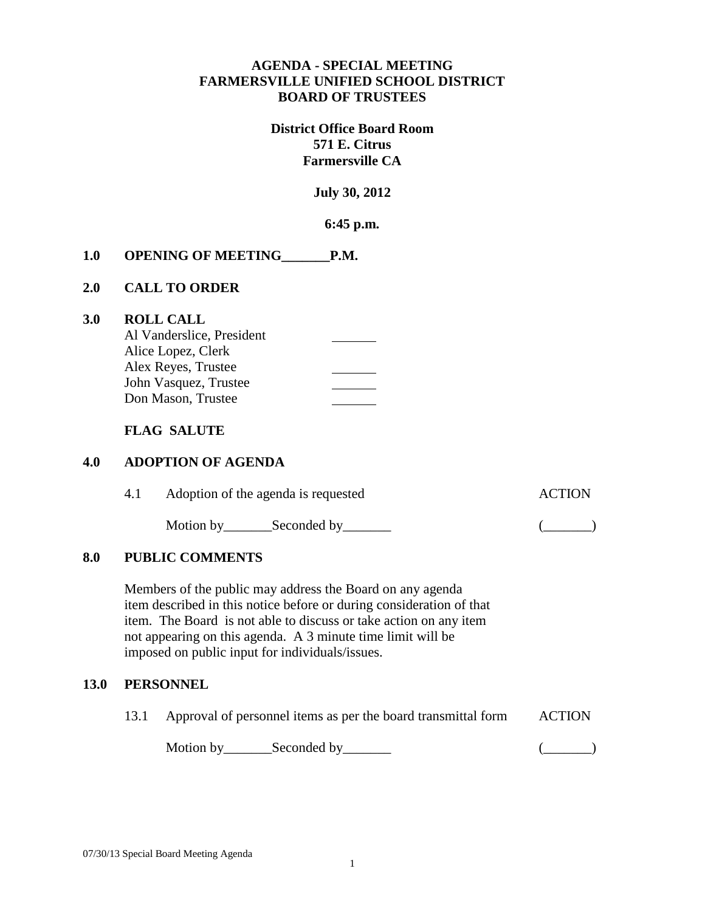**AGENDA - SPECIAL MEETING**
**FARMERSVILLE UNIFIED SCHOOL DISTRICT**
**BOARD OF TRUSTEES**

**District Office Board Room**
**571 E. Citrus**
**Farmersville CA**

**July 30, 2012**

**6:45 p.m.**

## 1.0 OPENING OF MEETING_______P.M.

## 2.0 CALL TO ORDER

## 3.0 ROLL CALL

| | |
|---|---|
| Al Vanderslice, President | _______ |
| Alice Lopez, Clerk | |
| Alex Reyes, Trustee | _______ |
| John Vasquez, Trustee | _______ |
| Don Mason, Trustee | _______ |

**FLAG SALUTE**

## 4.0 ADOPTION OF AGENDA

4.1 Adoption of the agenda is requested — ACTION

Motion by_______Seconded by_______ (_______)

## 8.0 PUBLIC COMMENTS

Members of the public may address the Board on any agenda item described in this notice before or during consideration of that item. The Board is not able to discuss or take action on any item not appearing on this agenda. A 3 minute time limit will be imposed on public input for individuals/issues.

## 13.0 PERSONNEL

13.1 Approval of personnel items as per the board transmittal form — ACTION

Motion by_______Seconded by_______ (_______)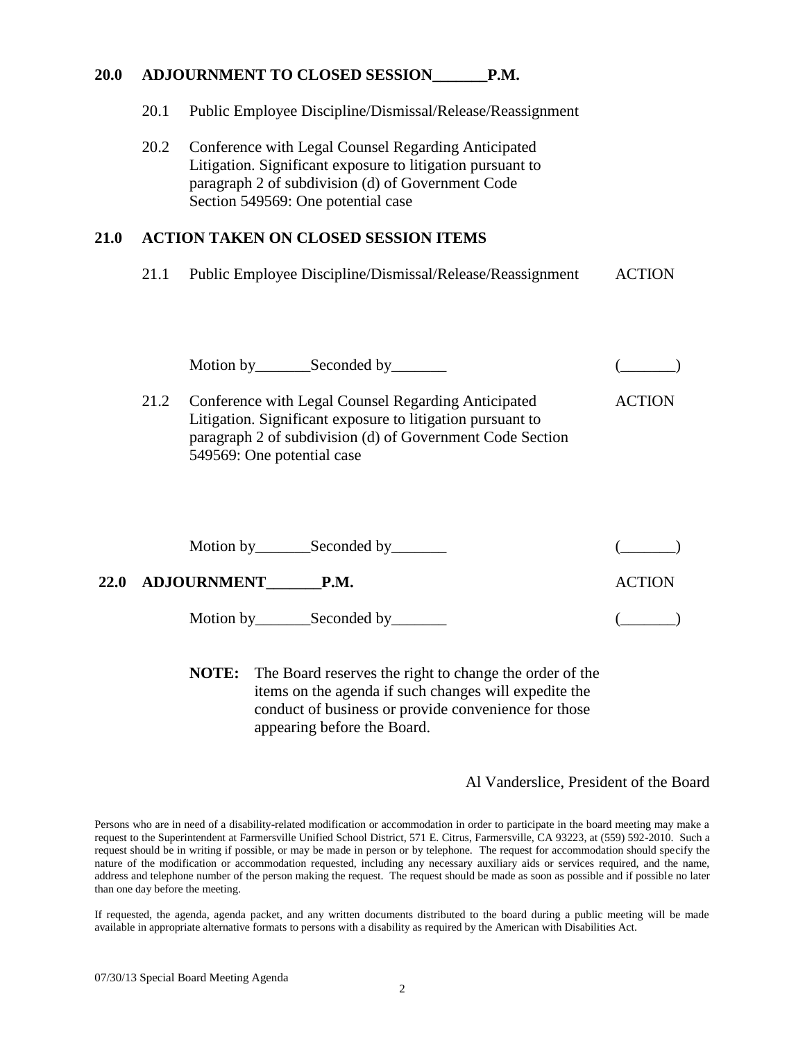## 20.0 ADJOURNMENT TO CLOSED SESSION_______P.M.

20.1 Public Employee Discipline/Dismissal/Release/Reassignment

20.2 Conference with Legal Counsel Regarding Anticipated Litigation. Significant exposure to litigation pursuant to paragraph 2 of subdivision (d) of Government Code Section 549569: One potential case

## 21.0 ACTION TAKEN ON CLOSED SESSION ITEMS

21.1 Public Employee Discipline/Dismissal/Release/Reassignment ACTION

Motion by_______Seconded by_______ (_______)

21.2 Conference with Legal Counsel Regarding Anticipated Litigation. Significant exposure to litigation pursuant to paragraph 2 of subdivision (d) of Government Code Section 549569: One potential case ACTION

Motion by_______Seconded by_______ (_______)

## 22.0 ADJOURNMENT_______P.M. ACTION

Motion by_______Seconded by_______ (_______)

**NOTE:** The Board reserves the right to change the order of the items on the agenda if such changes will expedite the conduct of business or provide convenience for those appearing before the Board.

Al Vanderslice, President of the Board

Persons who are in need of a disability-related modification or accommodation in order to participate in the board meeting may make a request to the Superintendent at Farmersville Unified School District, 571 E. Citrus, Farmersville, CA 93223, at (559) 592-2010. Such a request should be in writing if possible, or may be made in person or by telephone. The request for accommodation should specify the nature of the modification or accommodation requested, including any necessary auxiliary aids or services required, and the name, address and telephone number of the person making the request. The request should be made as soon as possible and if possible no later than one day before the meeting.

If requested, the agenda, agenda packet, and any written documents distributed to the board during a public meeting will be made available in appropriate alternative formats to persons with a disability as required by the American with Disabilities Act.